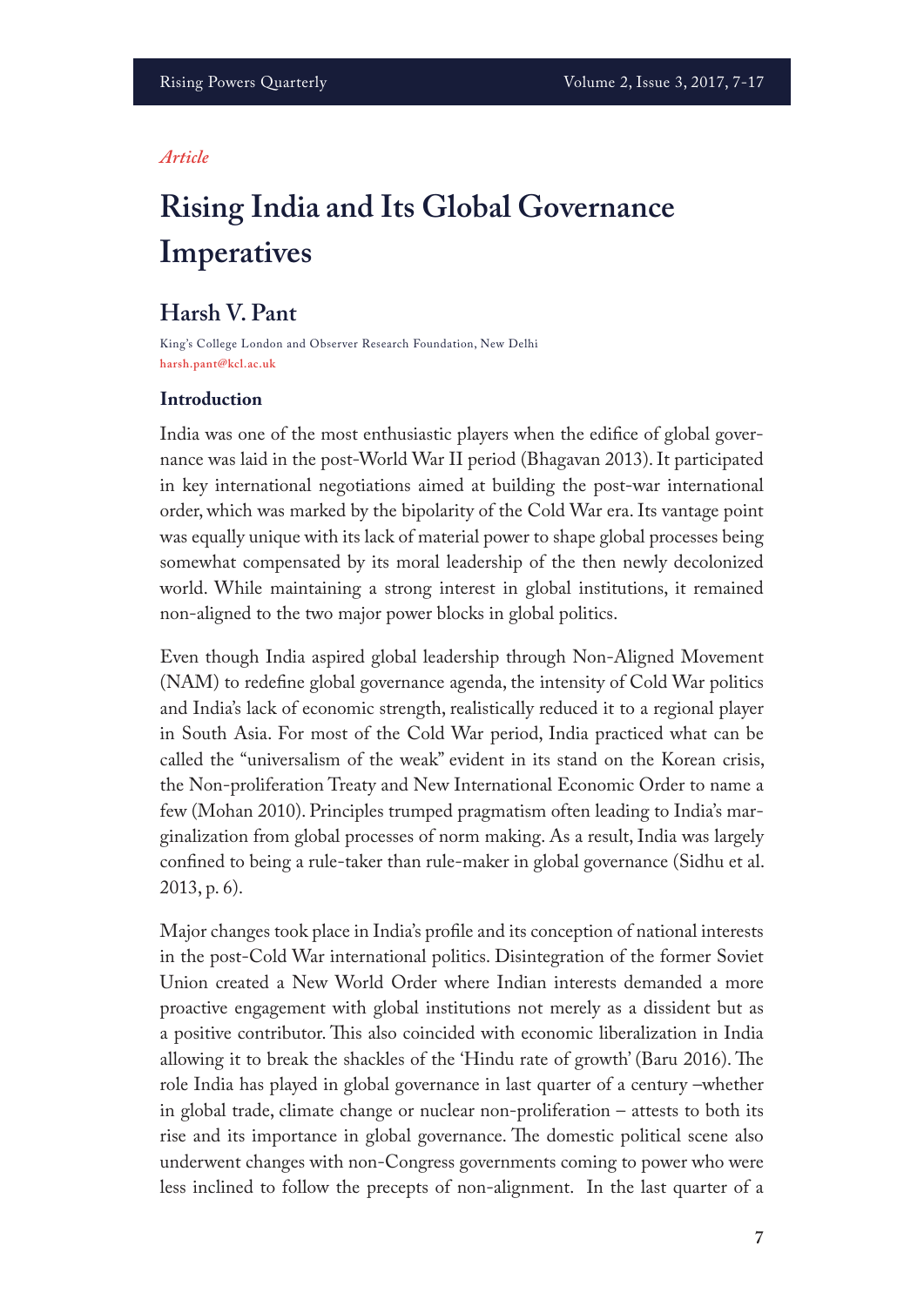*Article*

# Rising India and Its Global Governance Imperatives

## Harsh V. Pant

King's College London and Observer Research Foundation, New Delhi
harsh.pant@kcl.ac.uk

### Introduction

India was one of the most enthusiastic players when the edifice of global governance was laid in the post-World War II period (Bhagavan 2013). It participated in key international negotiations aimed at building the post-war international order, which was marked by the bipolarity of the Cold War era. Its vantage point was equally unique with its lack of material power to shape global processes being somewhat compensated by its moral leadership of the then newly decolonized world. While maintaining a strong interest in global institutions, it remained non-aligned to the two major power blocks in global politics.

Even though India aspired global leadership through Non-Aligned Movement (NAM) to redefine global governance agenda, the intensity of Cold War politics and India's lack of economic strength, realistically reduced it to a regional player in South Asia. For most of the Cold War period, India practiced what can be called the "universalism of the weak" evident in its stand on the Korean crisis, the Non-proliferation Treaty and New International Economic Order to name a few (Mohan 2010). Principles trumped pragmatism often leading to India's marginalization from global processes of norm making. As a result, India was largely confined to being a rule-taker than rule-maker in global governance (Sidhu et al. 2013, p. 6).

Major changes took place in India's profile and its conception of national interests in the post-Cold War international politics. Disintegration of the former Soviet Union created a New World Order where Indian interests demanded a more proactive engagement with global institutions not merely as a dissident but as a positive contributor. This also coincided with economic liberalization in India allowing it to break the shackles of the 'Hindu rate of growth' (Baru 2016). The role India has played in global governance in last quarter of a century –whether in global trade, climate change or nuclear non-proliferation – attests to both its rise and its importance in global governance. The domestic political scene also underwent changes with non-Congress governments coming to power who were less inclined to follow the precepts of non-alignment. In the last quarter of a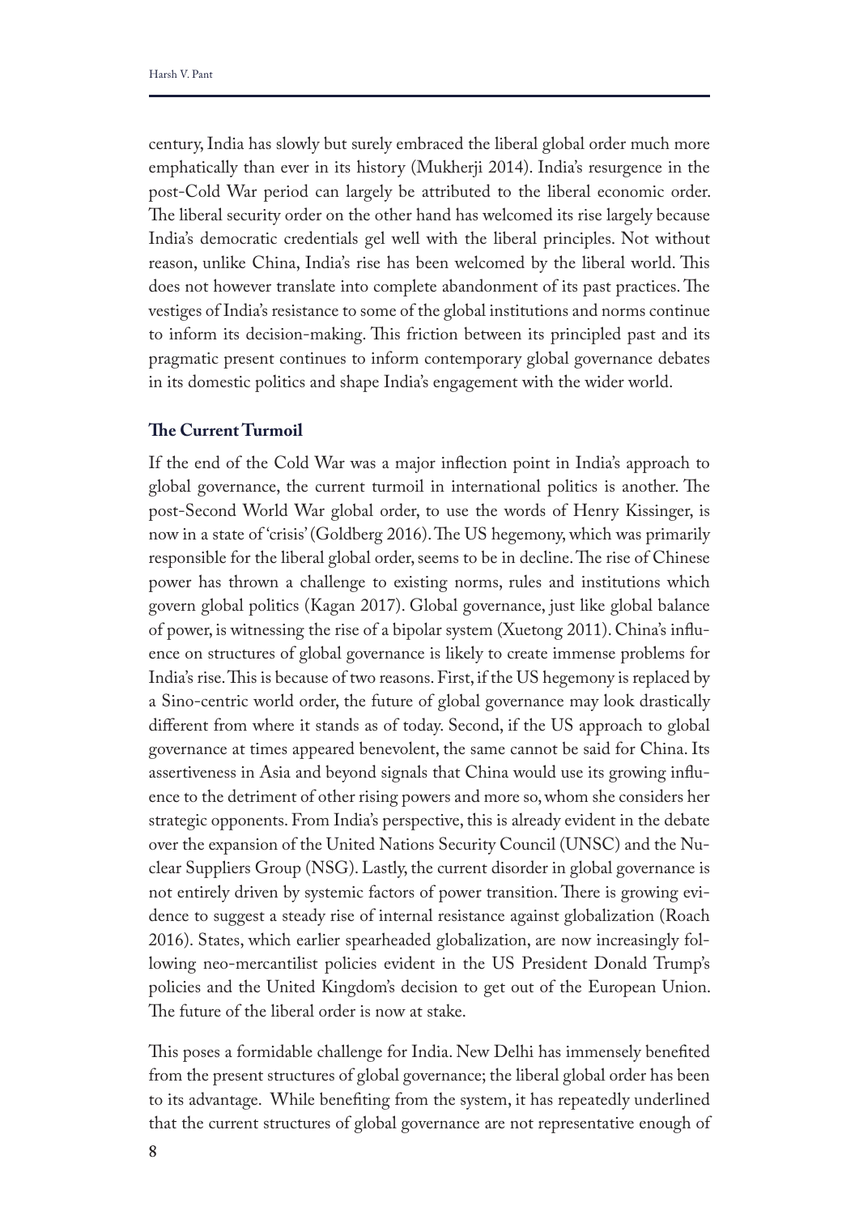century, India has slowly but surely embraced the liberal global order much more emphatically than ever in its history (Mukherji 2014). India's resurgence in the post-Cold War period can largely be attributed to the liberal economic order. The liberal security order on the other hand has welcomed its rise largely because India's democratic credentials gel well with the liberal principles. Not without reason, unlike China, India's rise has been welcomed by the liberal world. This does not however translate into complete abandonment of its past practices. The vestiges of India's resistance to some of the global institutions and norms continue to inform its decision-making. This friction between its principled past and its pragmatic present continues to inform contemporary global governance debates in its domestic politics and shape India's engagement with the wider world.

## The Current Turmoil

If the end of the Cold War was a major inflection point in India's approach to global governance, the current turmoil in international politics is another. The post-Second World War global order, to use the words of Henry Kissinger, is now in a state of 'crisis' (Goldberg 2016). The US hegemony, which was primarily responsible for the liberal global order, seems to be in decline. The rise of Chinese power has thrown a challenge to existing norms, rules and institutions which govern global politics (Kagan 2017). Global governance, just like global balance of power, is witnessing the rise of a bipolar system (Xuetong 2011). China's influence on structures of global governance is likely to create immense problems for India's rise. This is because of two reasons. First, if the US hegemony is replaced by a Sino-centric world order, the future of global governance may look drastically different from where it stands as of today. Second, if the US approach to global governance at times appeared benevolent, the same cannot be said for China. Its assertiveness in Asia and beyond signals that China would use its growing influence to the detriment of other rising powers and more so, whom she considers her strategic opponents. From India's perspective, this is already evident in the debate over the expansion of the United Nations Security Council (UNSC) and the Nuclear Suppliers Group (NSG). Lastly, the current disorder in global governance is not entirely driven by systemic factors of power transition. There is growing evidence to suggest a steady rise of internal resistance against globalization (Roach 2016). States, which earlier spearheaded globalization, are now increasingly following neo-mercantilist policies evident in the US President Donald Trump's policies and the United Kingdom's decision to get out of the European Union. The future of the liberal order is now at stake.

This poses a formidable challenge for India. New Delhi has immensely benefited from the present structures of global governance; the liberal global order has been to its advantage. While benefiting from the system, it has repeatedly underlined that the current structures of global governance are not representative enough of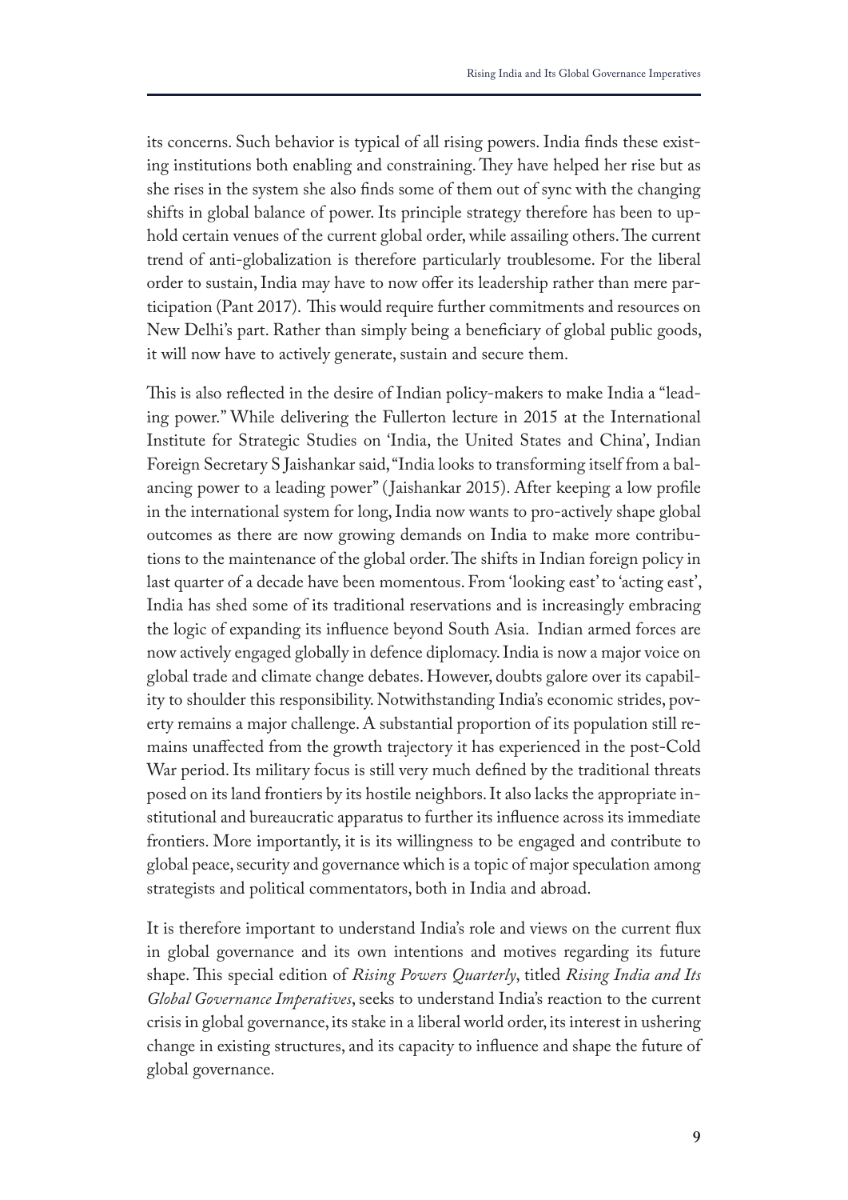its concerns. Such behavior is typical of all rising powers. India finds these existing institutions both enabling and constraining. They have helped her rise but as she rises in the system she also finds some of them out of sync with the changing shifts in global balance of power. Its principle strategy therefore has been to uphold certain venues of the current global order, while assailing others. The current trend of anti-globalization is therefore particularly troublesome. For the liberal order to sustain, India may have to now offer its leadership rather than mere participation (Pant 2017). This would require further commitments and resources on New Delhi's part. Rather than simply being a beneficiary of global public goods, it will now have to actively generate, sustain and secure them.

This is also reflected in the desire of Indian policy-makers to make India a "leading power." While delivering the Fullerton lecture in 2015 at the International Institute for Strategic Studies on 'India, the United States and China', Indian Foreign Secretary S Jaishankar said, "India looks to transforming itself from a balancing power to a leading power" (Jaishankar 2015). After keeping a low profile in the international system for long, India now wants to pro-actively shape global outcomes as there are now growing demands on India to make more contributions to the maintenance of the global order. The shifts in Indian foreign policy in last quarter of a decade have been momentous. From 'looking east' to 'acting east', India has shed some of its traditional reservations and is increasingly embracing the logic of expanding its influence beyond South Asia. Indian armed forces are now actively engaged globally in defence diplomacy. India is now a major voice on global trade and climate change debates. However, doubts galore over its capability to shoulder this responsibility. Notwithstanding India's economic strides, poverty remains a major challenge. A substantial proportion of its population still remains unaffected from the growth trajectory it has experienced in the post-Cold War period. Its military focus is still very much defined by the traditional threats posed on its land frontiers by its hostile neighbors. It also lacks the appropriate institutional and bureaucratic apparatus to further its influence across its immediate frontiers. More importantly, it is its willingness to be engaged and contribute to global peace, security and governance which is a topic of major speculation among strategists and political commentators, both in India and abroad.

It is therefore important to understand India's role and views on the current flux in global governance and its own intentions and motives regarding its future shape. This special edition of *Rising Powers Quarterly*, titled *Rising India and Its Global Governance Imperatives*, seeks to understand India's reaction to the current crisis in global governance, its stake in a liberal world order, its interest in ushering change in existing structures, and its capacity to influence and shape the future of global governance.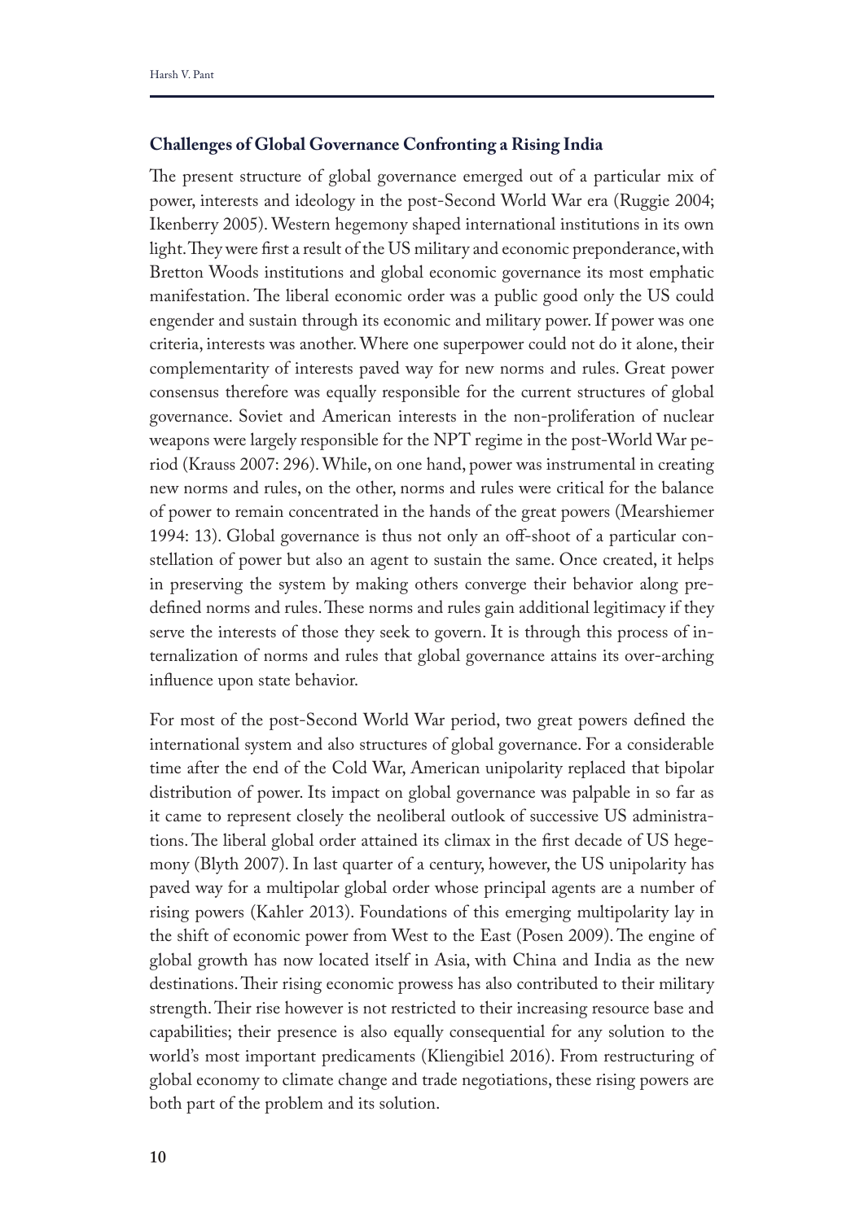## Challenges of Global Governance Confronting a Rising India

The present structure of global governance emerged out of a particular mix of power, interests and ideology in the post-Second World War era (Ruggie 2004; Ikenberry 2005). Western hegemony shaped international institutions in its own light. They were first a result of the US military and economic preponderance, with Bretton Woods institutions and global economic governance its most emphatic manifestation. The liberal economic order was a public good only the US could engender and sustain through its economic and military power. If power was one criteria, interests was another. Where one superpower could not do it alone, their complementarity of interests paved way for new norms and rules. Great power consensus therefore was equally responsible for the current structures of global governance. Soviet and American interests in the non-proliferation of nuclear weapons were largely responsible for the NPT regime in the post-World War period (Krauss 2007: 296). While, on one hand, power was instrumental in creating new norms and rules, on the other, norms and rules were critical for the balance of power to remain concentrated in the hands of the great powers (Mearshiemer 1994: 13). Global governance is thus not only an off-shoot of a particular constellation of power but also an agent to sustain the same. Once created, it helps in preserving the system by making others converge their behavior along predefined norms and rules. These norms and rules gain additional legitimacy if they serve the interests of those they seek to govern. It is through this process of internalization of norms and rules that global governance attains its over-arching influence upon state behavior.

For most of the post-Second World War period, two great powers defined the international system and also structures of global governance. For a considerable time after the end of the Cold War, American unipolarity replaced that bipolar distribution of power. Its impact on global governance was palpable in so far as it came to represent closely the neoliberal outlook of successive US administrations. The liberal global order attained its climax in the first decade of US hegemony (Blyth 2007). In last quarter of a century, however, the US unipolarity has paved way for a multipolar global order whose principal agents are a number of rising powers (Kahler 2013). Foundations of this emerging multipolarity lay in the shift of economic power from West to the East (Posen 2009). The engine of global growth has now located itself in Asia, with China and India as the new destinations. Their rising economic prowess has also contributed to their military strength. Their rise however is not restricted to their increasing resource base and capabilities; their presence is also equally consequential for any solution to the world's most important predicaments (Kliengibiel 2016). From restructuring of global economy to climate change and trade negotiations, these rising powers are both part of the problem and its solution.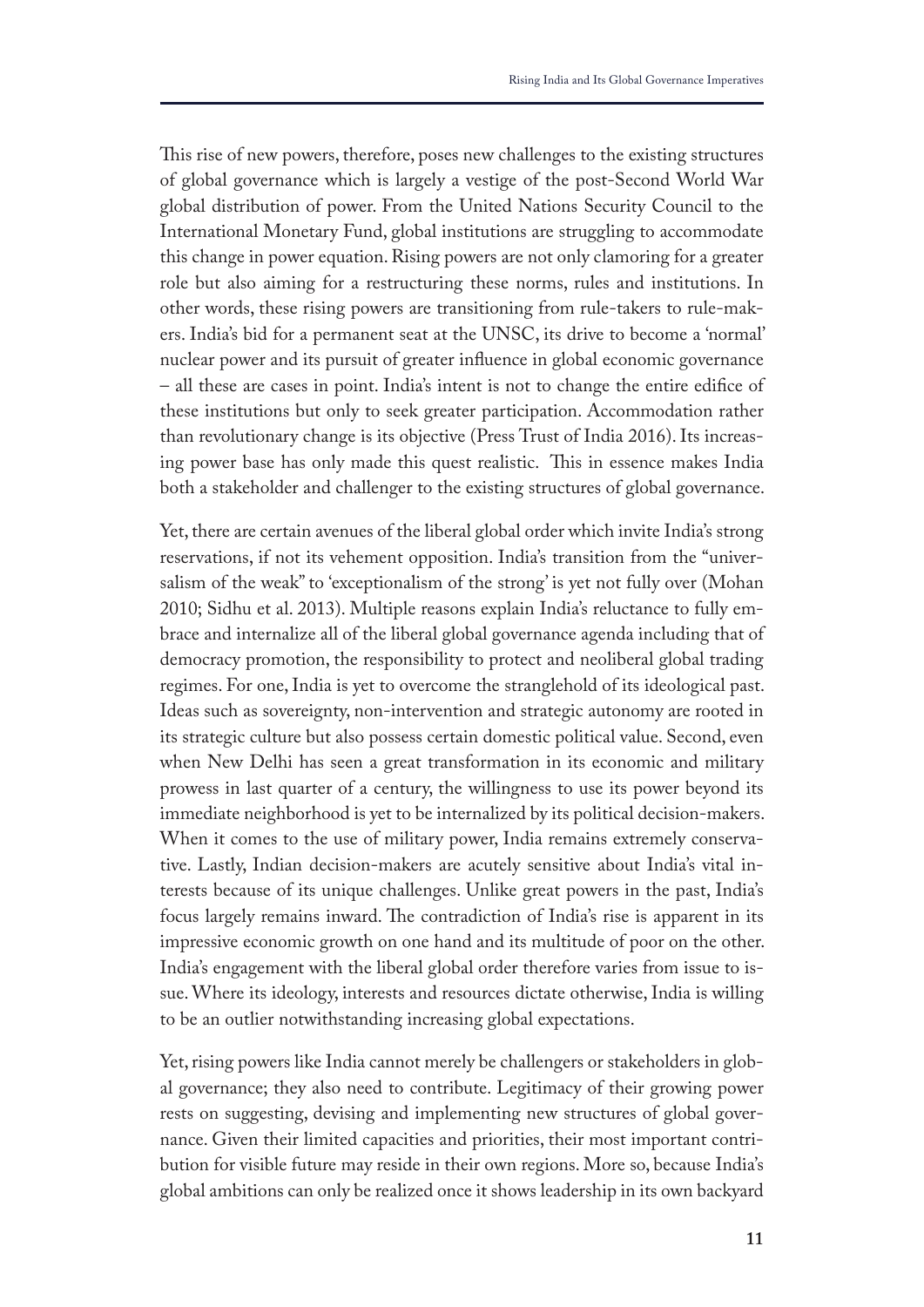This rise of new powers, therefore, poses new challenges to the existing structures of global governance which is largely a vestige of the post-Second World War global distribution of power. From the United Nations Security Council to the International Monetary Fund, global institutions are struggling to accommodate this change in power equation. Rising powers are not only clamoring for a greater role but also aiming for a restructuring these norms, rules and institutions. In other words, these rising powers are transitioning from rule-takers to rule-makers. India's bid for a permanent seat at the UNSC, its drive to become a 'normal' nuclear power and its pursuit of greater influence in global economic governance – all these are cases in point. India's intent is not to change the entire edifice of these institutions but only to seek greater participation. Accommodation rather than revolutionary change is its objective (Press Trust of India 2016). Its increasing power base has only made this quest realistic. This in essence makes India both a stakeholder and challenger to the existing structures of global governance.

Yet, there are certain avenues of the liberal global order which invite India's strong reservations, if not its vehement opposition. India's transition from the "universalism of the weak" to 'exceptionalism of the strong' is yet not fully over (Mohan 2010; Sidhu et al. 2013). Multiple reasons explain India's reluctance to fully embrace and internalize all of the liberal global governance agenda including that of democracy promotion, the responsibility to protect and neoliberal global trading regimes. For one, India is yet to overcome the stranglehold of its ideological past. Ideas such as sovereignty, non-intervention and strategic autonomy are rooted in its strategic culture but also possess certain domestic political value. Second, even when New Delhi has seen a great transformation in its economic and military prowess in last quarter of a century, the willingness to use its power beyond its immediate neighborhood is yet to be internalized by its political decision-makers. When it comes to the use of military power, India remains extremely conservative. Lastly, Indian decision-makers are acutely sensitive about India's vital interests because of its unique challenges. Unlike great powers in the past, India's focus largely remains inward. The contradiction of India's rise is apparent in its impressive economic growth on one hand and its multitude of poor on the other. India's engagement with the liberal global order therefore varies from issue to issue. Where its ideology, interests and resources dictate otherwise, India is willing to be an outlier notwithstanding increasing global expectations.

Yet, rising powers like India cannot merely be challengers or stakeholders in global governance; they also need to contribute. Legitimacy of their growing power rests on suggesting, devising and implementing new structures of global governance. Given their limited capacities and priorities, their most important contribution for visible future may reside in their own regions. More so, because India's global ambitions can only be realized once it shows leadership in its own backyard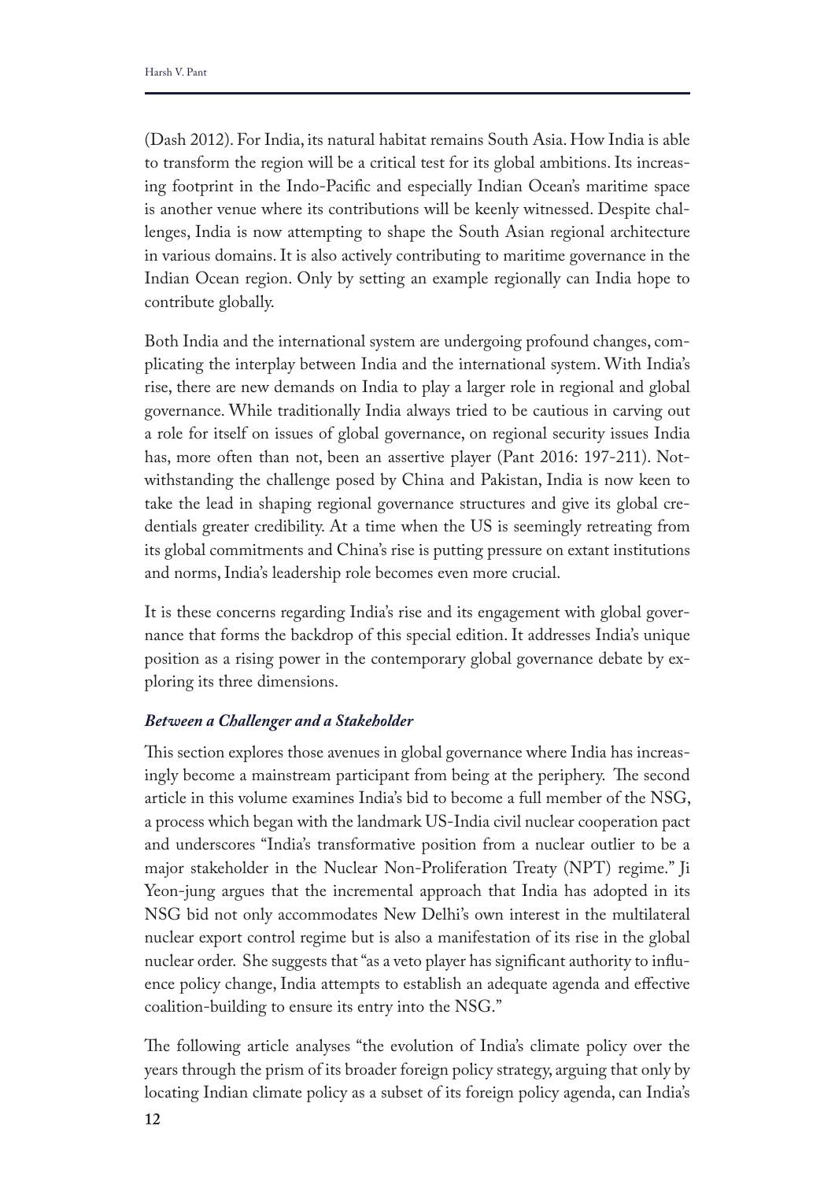(Dash 2012). For India, its natural habitat remains South Asia. How India is able to transform the region will be a critical test for its global ambitions. Its increasing footprint in the Indo-Pacific and especially Indian Ocean's maritime space is another venue where its contributions will be keenly witnessed. Despite challenges, India is now attempting to shape the South Asian regional architecture in various domains. It is also actively contributing to maritime governance in the Indian Ocean region. Only by setting an example regionally can India hope to contribute globally.

Both India and the international system are undergoing profound changes, complicating the interplay between India and the international system. With India's rise, there are new demands on India to play a larger role in regional and global governance. While traditionally India always tried to be cautious in carving out a role for itself on issues of global governance, on regional security issues India has, more often than not, been an assertive player (Pant 2016: 197-211). Notwithstanding the challenge posed by China and Pakistan, India is now keen to take the lead in shaping regional governance structures and give its global credentials greater credibility. At a time when the US is seemingly retreating from its global commitments and China's rise is putting pressure on extant institutions and norms, India's leadership role becomes even more crucial.

It is these concerns regarding India's rise and its engagement with global governance that forms the backdrop of this special edition. It addresses India's unique position as a rising power in the contemporary global governance debate by exploring its three dimensions.

### *Between a Challenger and a Stakeholder*

This section explores those avenues in global governance where India has increasingly become a mainstream participant from being at the periphery. The second article in this volume examines India's bid to become a full member of the NSG, a process which began with the landmark US-India civil nuclear cooperation pact and underscores "India's transformative position from a nuclear outlier to be a major stakeholder in the Nuclear Non-Proliferation Treaty (NPT) regime." Ji Yeon-jung argues that the incremental approach that India has adopted in its NSG bid not only accommodates New Delhi's own interest in the multilateral nuclear export control regime but is also a manifestation of its rise in the global nuclear order. She suggests that "as a veto player has significant authority to influence policy change, India attempts to establish an adequate agenda and effective coalition-building to ensure its entry into the NSG."

The following article analyses "the evolution of India's climate policy over the years through the prism of its broader foreign policy strategy, arguing that only by locating Indian climate policy as a subset of its foreign policy agenda, can India's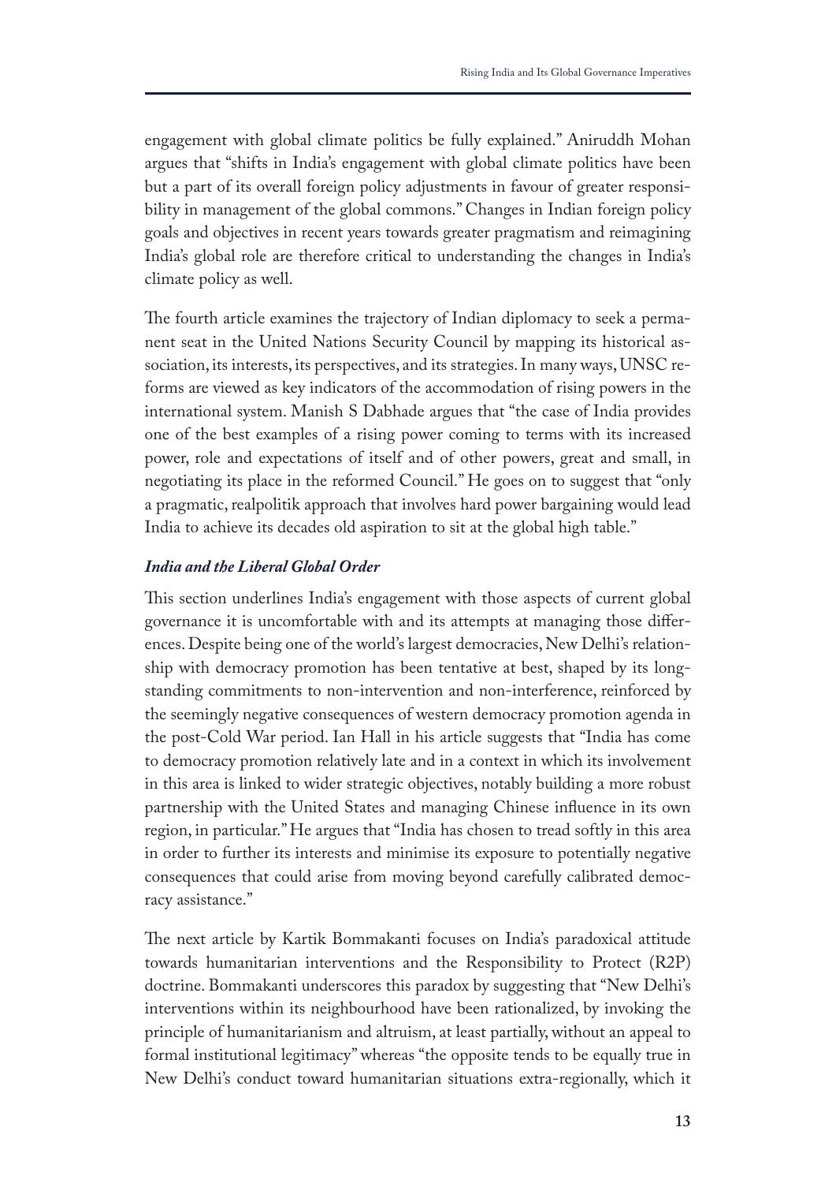engagement with global climate politics be fully explained." Aniruddh Mohan argues that "shifts in India's engagement with global climate politics have been but a part of its overall foreign policy adjustments in favour of greater responsibility in management of the global commons." Changes in Indian foreign policy goals and objectives in recent years towards greater pragmatism and reimagining India's global role are therefore critical to understanding the changes in India's climate policy as well.

The fourth article examines the trajectory of Indian diplomacy to seek a permanent seat in the United Nations Security Council by mapping its historical association, its interests, its perspectives, and its strategies. In many ways, UNSC reforms are viewed as key indicators of the accommodation of rising powers in the international system. Manish S Dabhade argues that "the case of India provides one of the best examples of a rising power coming to terms with its increased power, role and expectations of itself and of other powers, great and small, in negotiating its place in the reformed Council." He goes on to suggest that "only a pragmatic, realpolitik approach that involves hard power bargaining would lead India to achieve its decades old aspiration to sit at the global high table."

### *India and the Liberal Global Order*

This section underlines India's engagement with those aspects of current global governance it is uncomfortable with and its attempts at managing those differences. Despite being one of the world's largest democracies, New Delhi's relationship with democracy promotion has been tentative at best, shaped by its long-standing commitments to non-intervention and non-interference, reinforced by the seemingly negative consequences of western democracy promotion agenda in the post-Cold War period. Ian Hall in his article suggests that "India has come to democracy promotion relatively late and in a context in which its involvement in this area is linked to wider strategic objectives, notably building a more robust partnership with the United States and managing Chinese influence in its own region, in particular." He argues that "India has chosen to tread softly in this area in order to further its interests and minimise its exposure to potentially negative consequences that could arise from moving beyond carefully calibrated democracy assistance."

The next article by Kartik Bommakanti focuses on India's paradoxical attitude towards humanitarian interventions and the Responsibility to Protect (R2P) doctrine. Bommakanti underscores this paradox by suggesting that "New Delhi's interventions within its neighbourhood have been rationalized, by invoking the principle of humanitarianism and altruism, at least partially, without an appeal to formal institutional legitimacy" whereas "the opposite tends to be equally true in New Delhi's conduct toward humanitarian situations extra-regionally, which it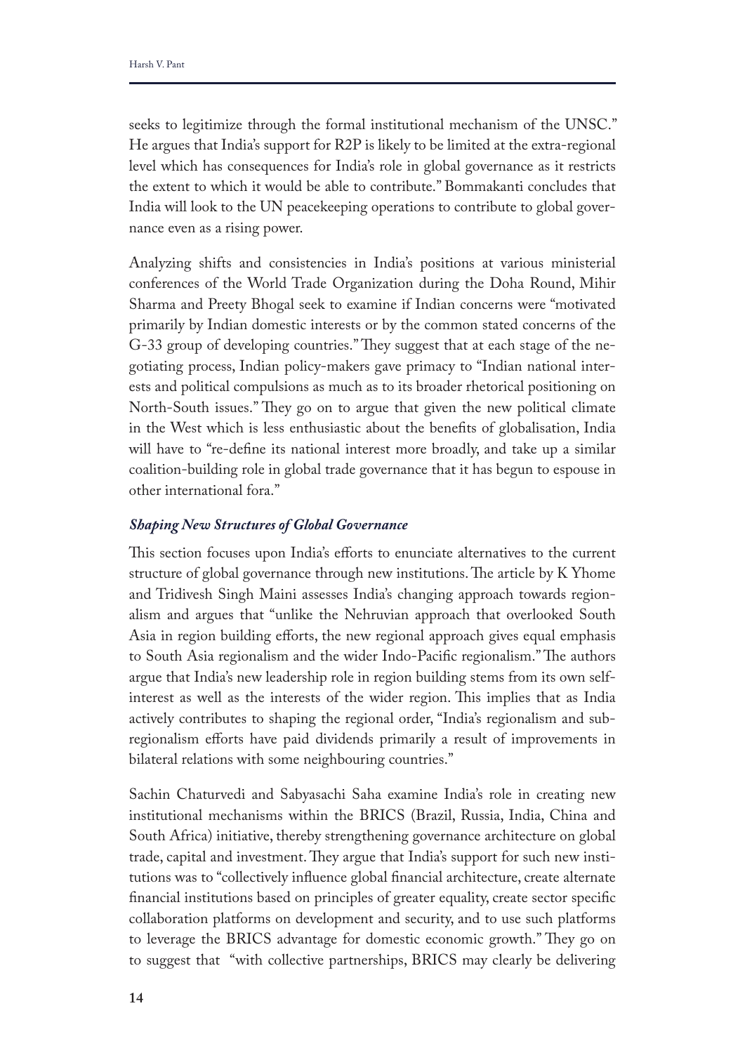seeks to legitimize through the formal institutional mechanism of the UNSC." He argues that India's support for R2P is likely to be limited at the extra-regional level which has consequences for India's role in global governance as it restricts the extent to which it would be able to contribute." Bommakanti concludes that India will look to the UN peacekeeping operations to contribute to global governance even as a rising power.

Analyzing shifts and consistencies in India's positions at various ministerial conferences of the World Trade Organization during the Doha Round, Mihir Sharma and Preety Bhogal seek to examine if Indian concerns were "motivated primarily by Indian domestic interests or by the common stated concerns of the G-33 group of developing countries." They suggest that at each stage of the negotiating process, Indian policy-makers gave primacy to "Indian national interests and political compulsions as much as to its broader rhetorical positioning on North-South issues." They go on to argue that given the new political climate in the West which is less enthusiastic about the benefits of globalisation, India will have to "re-define its national interest more broadly, and take up a similar coalition-building role in global trade governance that it has begun to espouse in other international fora."

### *Shaping New Structures of Global Governance*

This section focuses upon India's efforts to enunciate alternatives to the current structure of global governance through new institutions. The article by K Yhome and Tridivesh Singh Maini assesses India's changing approach towards regionalism and argues that "unlike the Nehruvian approach that overlooked South Asia in region building efforts, the new regional approach gives equal emphasis to South Asia regionalism and the wider Indo-Pacific regionalism." The authors argue that India's new leadership role in region building stems from its own self-interest as well as the interests of the wider region. This implies that as India actively contributes to shaping the regional order, "India's regionalism and sub-regionalism efforts have paid dividends primarily a result of improvements in bilateral relations with some neighbouring countries."

Sachin Chaturvedi and Sabyasachi Saha examine India's role in creating new institutional mechanisms within the BRICS (Brazil, Russia, India, China and South Africa) initiative, thereby strengthening governance architecture on global trade, capital and investment. They argue that India's support for such new institutions was to "collectively influence global financial architecture, create alternate financial institutions based on principles of greater equality, create sector specific collaboration platforms on development and security, and to use such platforms to leverage the BRICS advantage for domestic economic growth." They go on to suggest that "with collective partnerships, BRICS may clearly be delivering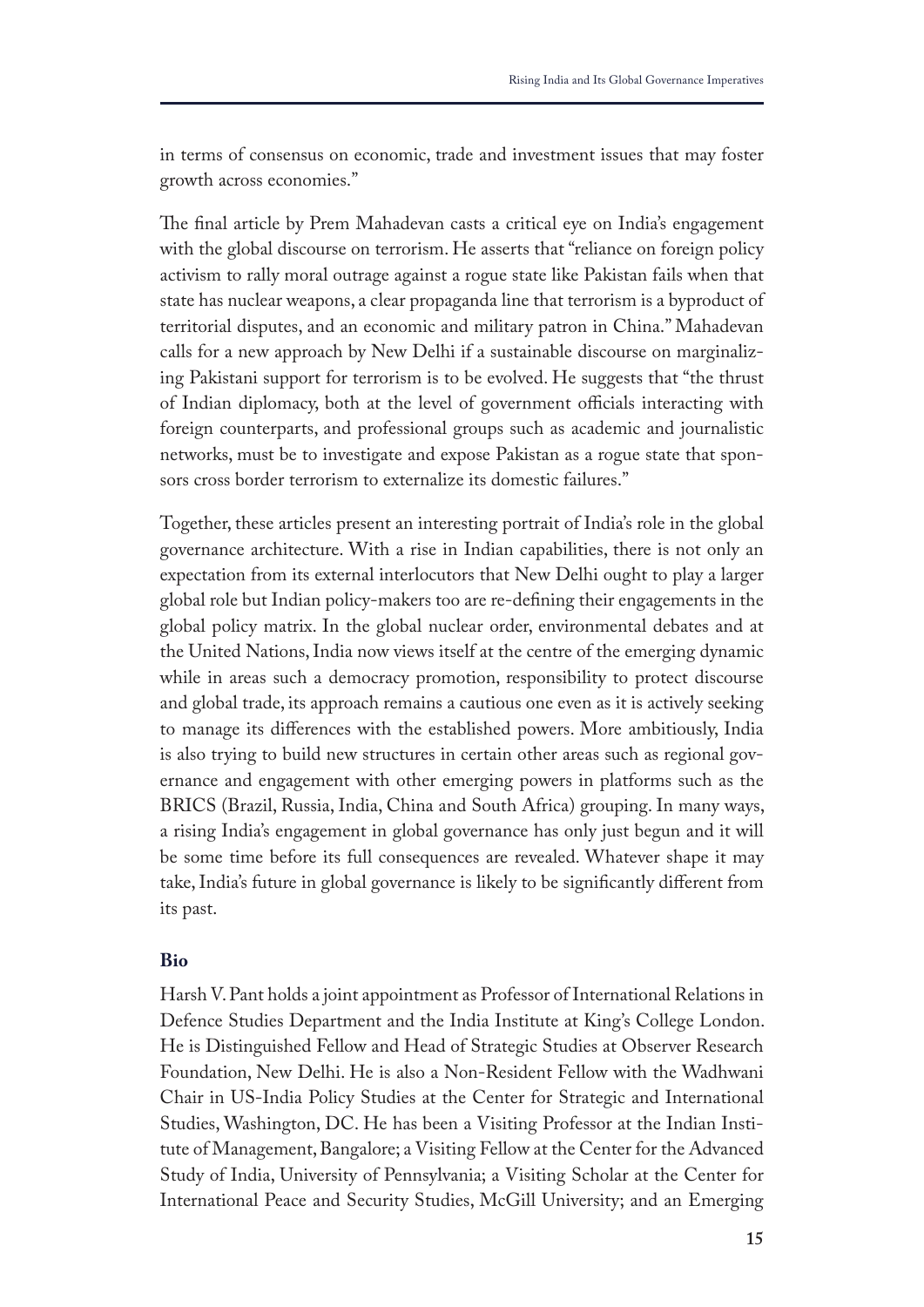in terms of consensus on economic, trade and investment issues that may foster growth across economies."

The final article by Prem Mahadevan casts a critical eye on India's engagement with the global discourse on terrorism. He asserts that "reliance on foreign policy activism to rally moral outrage against a rogue state like Pakistan fails when that state has nuclear weapons, a clear propaganda line that terrorism is a byproduct of territorial disputes, and an economic and military patron in China." Mahadevan calls for a new approach by New Delhi if a sustainable discourse on marginalizing Pakistani support for terrorism is to be evolved. He suggests that "the thrust of Indian diplomacy, both at the level of government officials interacting with foreign counterparts, and professional groups such as academic and journalistic networks, must be to investigate and expose Pakistan as a rogue state that sponsors cross border terrorism to externalize its domestic failures."

Together, these articles present an interesting portrait of India's role in the global governance architecture. With a rise in Indian capabilities, there is not only an expectation from its external interlocutors that New Delhi ought to play a larger global role but Indian policy-makers too are re-defining their engagements in the global policy matrix. In the global nuclear order, environmental debates and at the United Nations, India now views itself at the centre of the emerging dynamic while in areas such a democracy promotion, responsibility to protect discourse and global trade, its approach remains a cautious one even as it is actively seeking to manage its differences with the established powers. More ambitiously, India is also trying to build new structures in certain other areas such as regional governance and engagement with other emerging powers in platforms such as the BRICS (Brazil, Russia, India, China and South Africa) grouping. In many ways, a rising India's engagement in global governance has only just begun and it will be some time before its full consequences are revealed. Whatever shape it may take, India's future in global governance is likely to be significantly different from its past.

### Bio

Harsh V. Pant holds a joint appointment as Professor of International Relations in Defence Studies Department and the India Institute at King's College London. He is Distinguished Fellow and Head of Strategic Studies at Observer Research Foundation, New Delhi. He is also a Non-Resident Fellow with the Wadhwani Chair in US-India Policy Studies at the Center for Strategic and International Studies, Washington, DC. He has been a Visiting Professor at the Indian Institute of Management, Bangalore; a Visiting Fellow at the Center for the Advanced Study of India, University of Pennsylvania; a Visiting Scholar at the Center for International Peace and Security Studies, McGill University; and an Emerging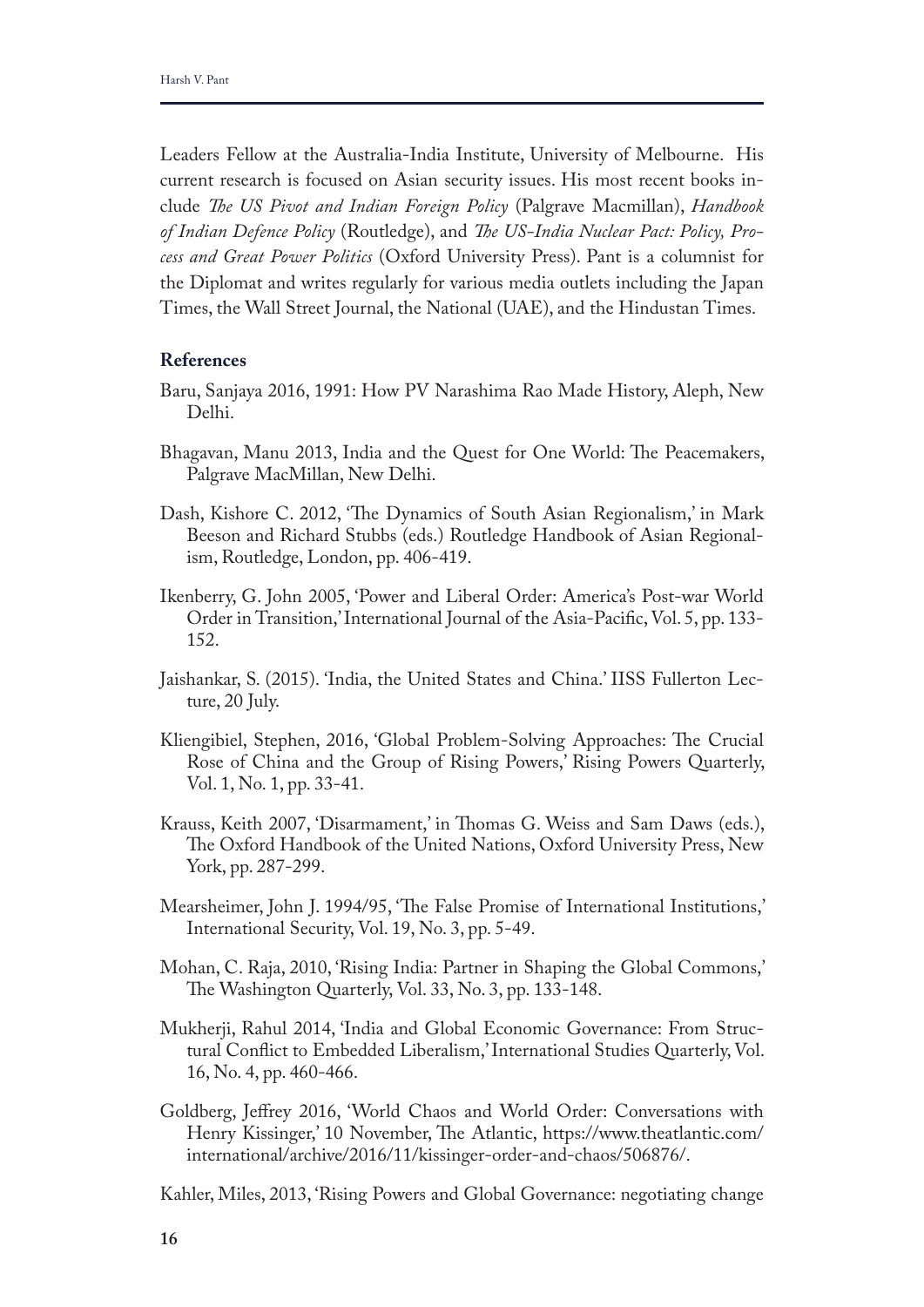Leaders Fellow at the Australia-India Institute, University of Melbourne. His current research is focused on Asian security issues. His most recent books include *The US Pivot and Indian Foreign Policy* (Palgrave Macmillan), *Handbook of Indian Defence Policy* (Routledge), and *The US-India Nuclear Pact: Policy, Process and Great Power Politics* (Oxford University Press). Pant is a columnist for the Diplomat and writes regularly for various media outlets including the Japan Times, the Wall Street Journal, the National (UAE), and the Hindustan Times.

**References**

Baru, Sanjaya 2016, 1991: How PV Narashima Rao Made History, Aleph, New Delhi.

Bhagavan, Manu 2013, India and the Quest for One World: The Peacemakers, Palgrave MacMillan, New Delhi.

Dash, Kishore C. 2012, 'The Dynamics of South Asian Regionalism,' in Mark Beeson and Richard Stubbs (eds.) Routledge Handbook of Asian Regionalism, Routledge, London, pp. 406-419.

Ikenberry, G. John 2005, 'Power and Liberal Order: America's Post-war World Order in Transition,' International Journal of the Asia-Pacific, Vol. 5, pp. 133-152.

Jaishankar, S. (2015). 'India, the United States and China.' IISS Fullerton Lecture, 20 July.

Kliengibiel, Stephen, 2016, 'Global Problem-Solving Approaches: The Crucial Rose of China and the Group of Rising Powers,' Rising Powers Quarterly, Vol. 1, No. 1, pp. 33-41.

Krauss, Keith 2007, 'Disarmament,' in Thomas G. Weiss and Sam Daws (eds.), The Oxford Handbook of the United Nations, Oxford University Press, New York, pp. 287-299.

Mearsheimer, John J. 1994/95, 'The False Promise of International Institutions,' International Security, Vol. 19, No. 3, pp. 5-49.

Mohan, C. Raja, 2010, 'Rising India: Partner in Shaping the Global Commons,' The Washington Quarterly, Vol. 33, No. 3, pp. 133-148.

Mukherji, Rahul 2014, 'India and Global Economic Governance: From Structural Conflict to Embedded Liberalism,' International Studies Quarterly, Vol. 16, No. 4, pp. 460-466.

Goldberg, Jeffrey 2016, 'World Chaos and World Order: Conversations with Henry Kissinger,' 10 November, The Atlantic, https://www.theatlantic.com/international/archive/2016/11/kissinger-order-and-chaos/506876/.

Kahler, Miles, 2013, 'Rising Powers and Global Governance: negotiating change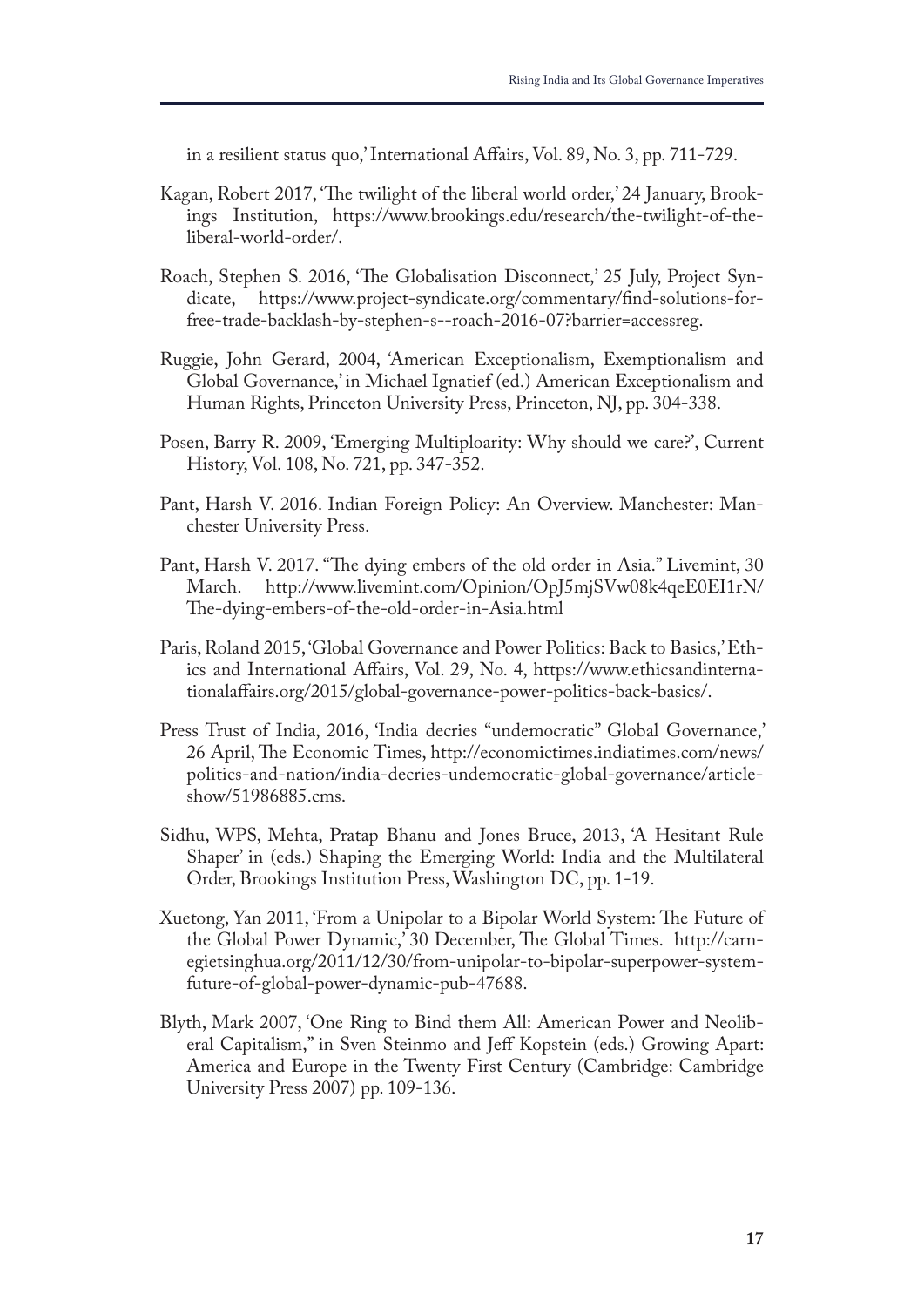in a resilient status quo,' International Affairs, Vol. 89, No. 3, pp. 711-729.

Kagan, Robert 2017, 'The twilight of the liberal world order,' 24 January, Brookings Institution, https://www.brookings.edu/research/the-twilight-of-the-liberal-world-order/.

Roach, Stephen S. 2016, 'The Globalisation Disconnect,' 25 July, Project Syndicate, https://www.project-syndicate.org/commentary/find-solutions-for-free-trade-backlash-by-stephen-s--roach-2016-07?barrier=accessreg.

Ruggie, John Gerard, 2004, 'American Exceptionalism, Exemptionalism and Global Governance,' in Michael Ignatief (ed.) American Exceptionalism and Human Rights, Princeton University Press, Princeton, NJ, pp. 304-338.

Posen, Barry R. 2009, 'Emerging Multiploarity: Why should we care?', Current History, Vol. 108, No. 721, pp. 347-352.

Pant, Harsh V. 2016. Indian Foreign Policy: An Overview. Manchester: Manchester University Press.

Pant, Harsh V. 2017. "The dying embers of the old order in Asia." Livemint, 30 March. http://www.livemint.com/Opinion/OpJ5mjSVw08k4qeE0EI1rN/The-dying-embers-of-the-old-order-in-Asia.html

Paris, Roland 2015, 'Global Governance and Power Politics: Back to Basics,' Ethics and International Affairs, Vol. 29, No. 4, https://www.ethicsandinternationalaffairs.org/2015/global-governance-power-politics-back-basics/.

Press Trust of India, 2016, 'India decries "undemocratic" Global Governance,' 26 April, The Economic Times, http://economictimes.indiatimes.com/news/politics-and-nation/india-decries-undemocratic-global-governance/articleshow/51986885.cms.

Sidhu, WPS, Mehta, Pratap Bhanu and Jones Bruce, 2013, 'A Hesitant Rule Shaper' in (eds.) Shaping the Emerging World: India and the Multilateral Order, Brookings Institution Press, Washington DC, pp. 1-19.

Xuetong, Yan 2011, 'From a Unipolar to a Bipolar World System: The Future of the Global Power Dynamic,' 30 December, The Global Times. http://carnegietsinghua.org/2011/12/30/from-unipolar-to-bipolar-superpower-system-future-of-global-power-dynamic-pub-47688.

Blyth, Mark 2007, 'One Ring to Bind them All: American Power and Neoliberal Capitalism," in Sven Steinmo and Jeff Kopstein (eds.) Growing Apart: America and Europe in the Twenty First Century (Cambridge: Cambridge University Press 2007) pp. 109-136.